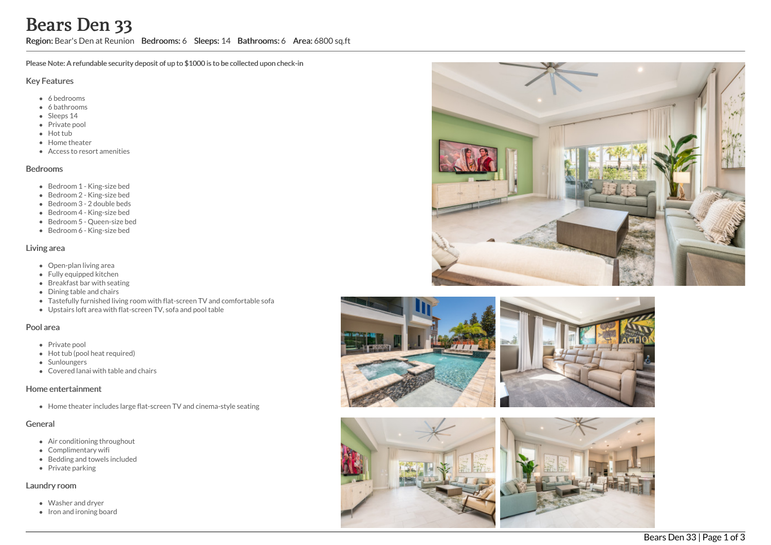# Bears Den 33

**Region:** Bear's Den at Reunion **Bedrooms:** 6 **Sleeps:** 14 **Bathrooms:** 6 **Area:** 6800 sq.ft

**Please Note: A refundable security deposit of up to $1000 is to be collected upon check-in**

## Key Features

- 6 bedrooms
- 6 bathrooms
- Sleeps 14
- Private pool
- Hot tub
- Home theater
- Access to resort amenities

## Bedrooms

- Bedroom 1 - King-size bed
- Bedroom 2 - King-size bed
- Bedroom 3 - 2 double beds
- Bedroom 4 - King-size bed
- Bedroom 5 - Queen-size bed
- Bedroom 6 - King-size bed

## Living area

- Open-plan living area
- Fully equipped kitchen
- Breakfast bar with seating
- Dining table and chairs
- Tastefully furnished living room with flat-screen TV and comfortable sofa
- Upstairs loft area with flat-screen TV, sofa and pool table

## Pool area

- Private pool
- Hot tub (pool heat required)
- Sunloungers
- Covered lanai with table and chairs

## Home entertainment

- Home theater includes large flat-screen TV and cinema-style seating

## General

- Air conditioning throughout
- Complimentary wifi
- Bedding and towels included
- Private parking

## Laundry room

- Washer and dryer
- Iron and ironing board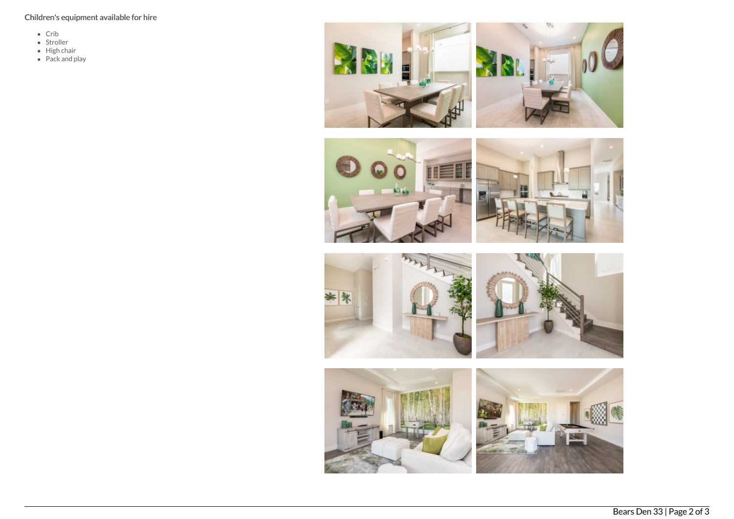### Children's equipment available for hire

- Crib
- Stroller
- High chair
- Pack and play